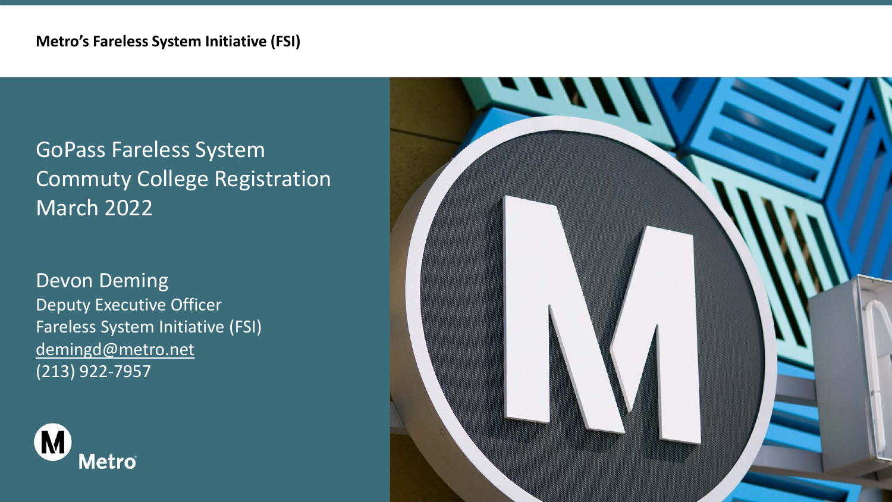**Metro's Fareless System Initiative (FSI)**

# GoPass Fareless System Commuty College Registration March 2022

Devon Deming
Deputy Executive Officer
Fareless System Initiative (FSI)
demingd@metro.net
(213) 922-7957

Metro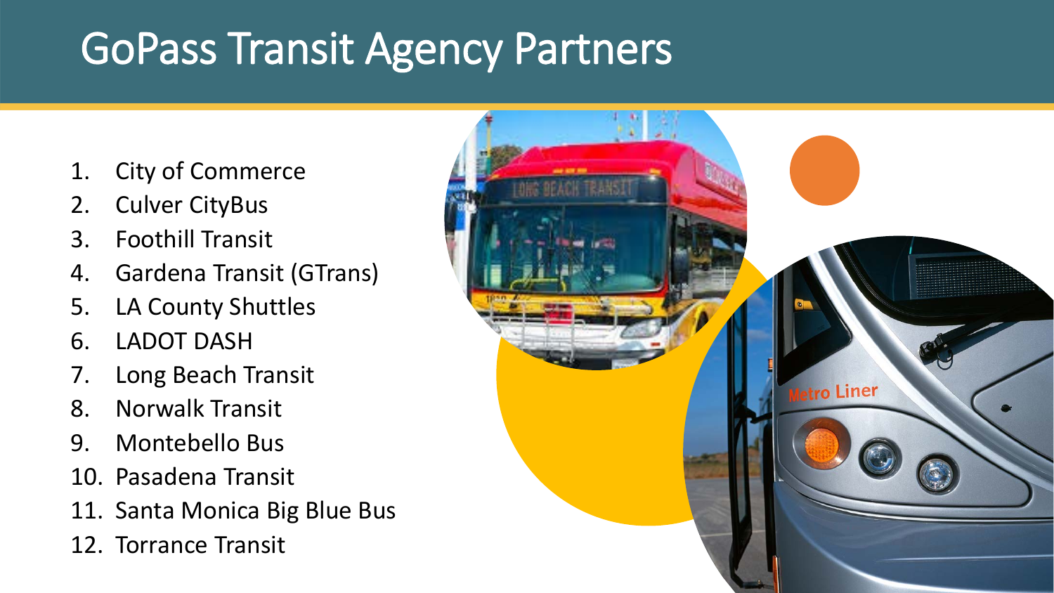# GoPass Transit Agency Partners

1. City of Commerce
2. Culver CityBus
3. Foothill Transit
4. Gardena Transit (GTrans)
5. LA County Shuttles
6. LADOT DASH
7. Long Beach Transit
8. Norwalk Transit
9. Montebello Bus
10. Pasadena Transit
11. Santa Monica Big Blue Bus
12. Torrance Transit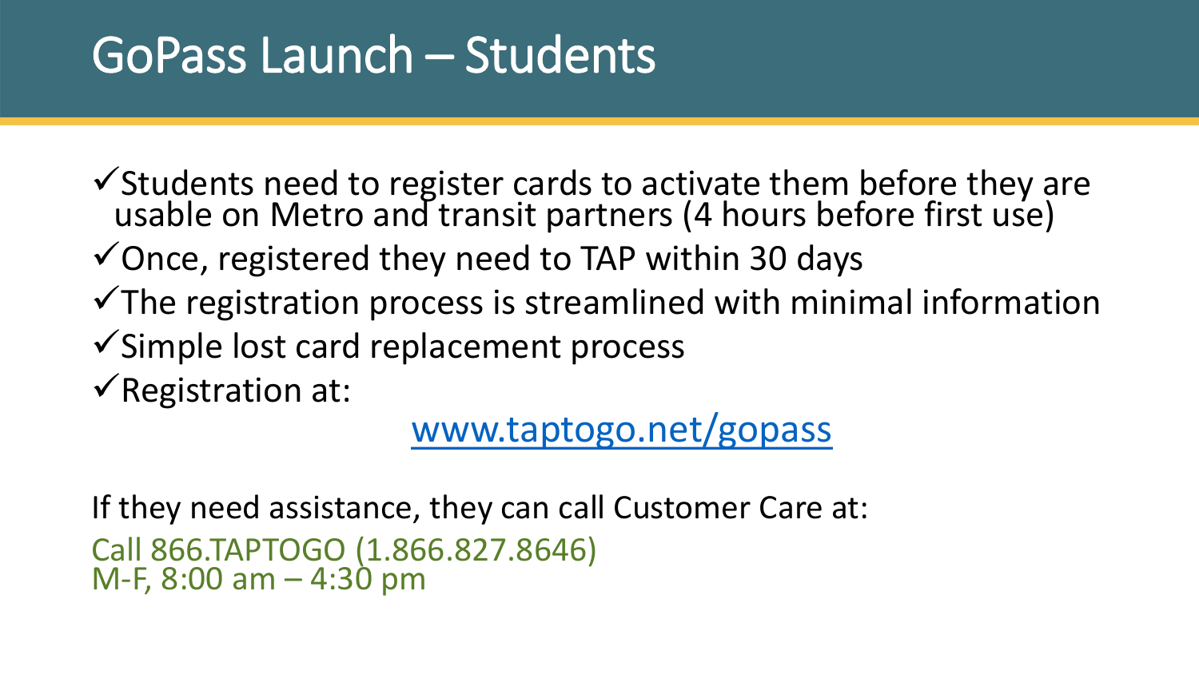# GoPass Launch – Students

- ✓Students need to register cards to activate them before they are usable on Metro and transit partners (4 hours before first use)
- ✓Once, registered they need to TAP within 30 days
- ✓The registration process is streamlined with minimal information
- ✓Simple lost card replacement process
- ✓Registration at:

  [www.taptogo.net/gopass](http://www.taptogo.net/gopass)

If they need assistance, they can call Customer Care at:

Call 866.TAPTOGO (1.866.827.8646)
M-F, 8:00 am – 4:30 pm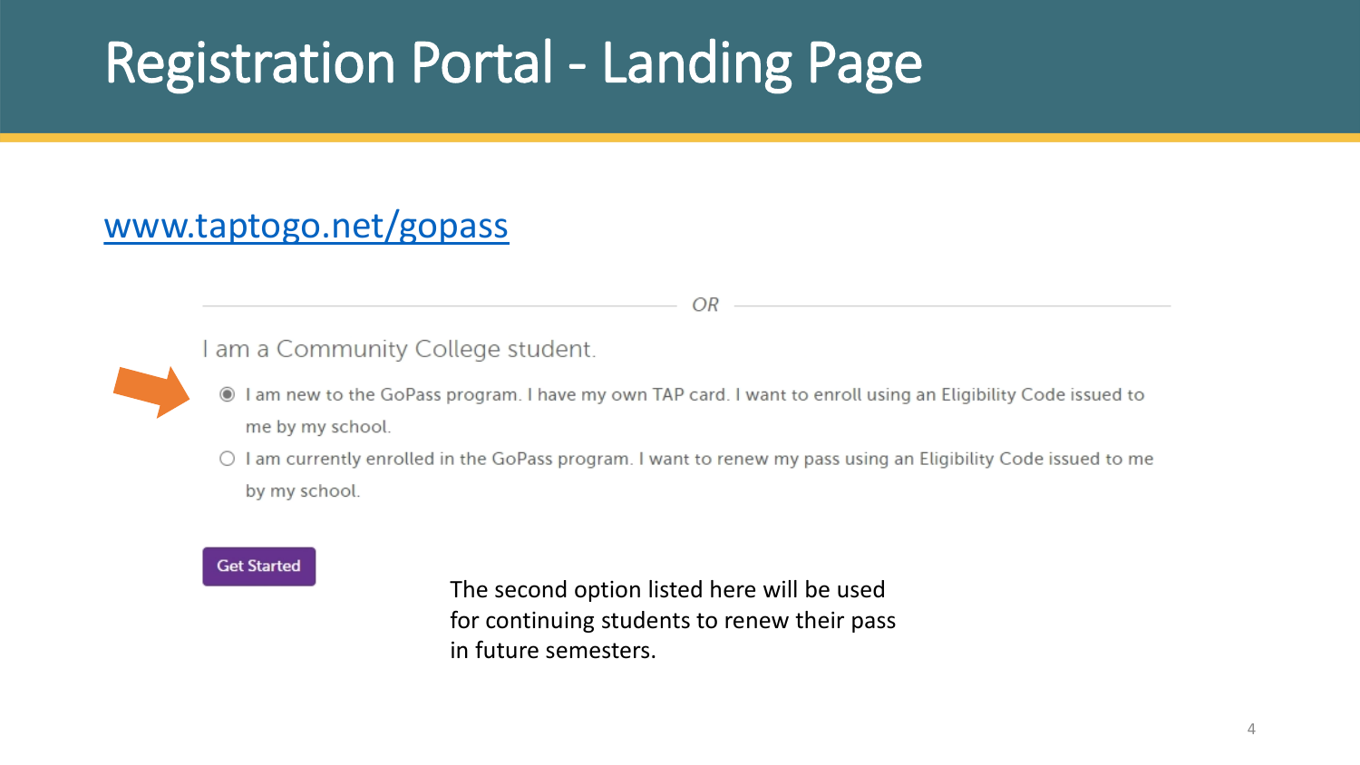# Registration Portal - Landing Page

[www.taptogo.net/gopass](http://www.taptogo.net/gopass)

OR

I am a Community College student.

- (selected) I am new to the GoPass program. I have my own TAP card. I want to enroll using an Eligibility Code issued to me by my school.
- I am currently enrolled in the GoPass program. I want to renew my pass using an Eligibility Code issued to me by my school.

Get Started

The second option listed here will be used for continuing students to renew their pass in future semesters.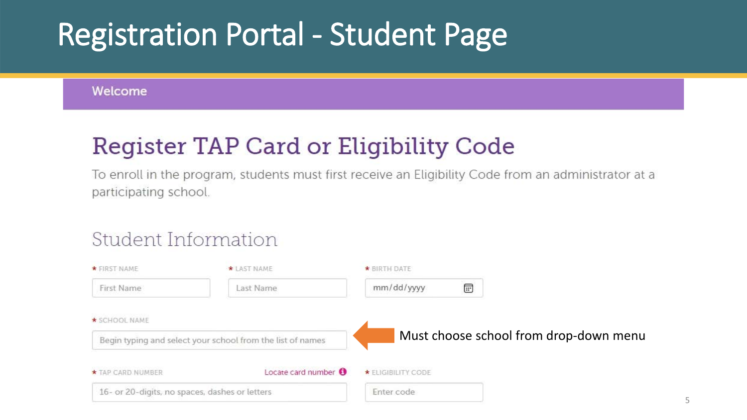# Registration Portal - Student Page

Welcome

## Register TAP Card or Eligibility Code

To enroll in the program, students must first receive an Eligibility Code from an administrator at a participating school.

### Student Information

* FIRST NAME: First Name
* LAST NAME: Last Name
* BIRTH DATE: mm/dd/yyyy

* SCHOOL NAME: Begin typing and select your school from the list of names

Must choose school from drop-down menu

* TAP CARD NUMBER: 16- or 20-digits, no spaces, dashes or letters (Locate card number)
* ELIGIBILITY CODE: Enter code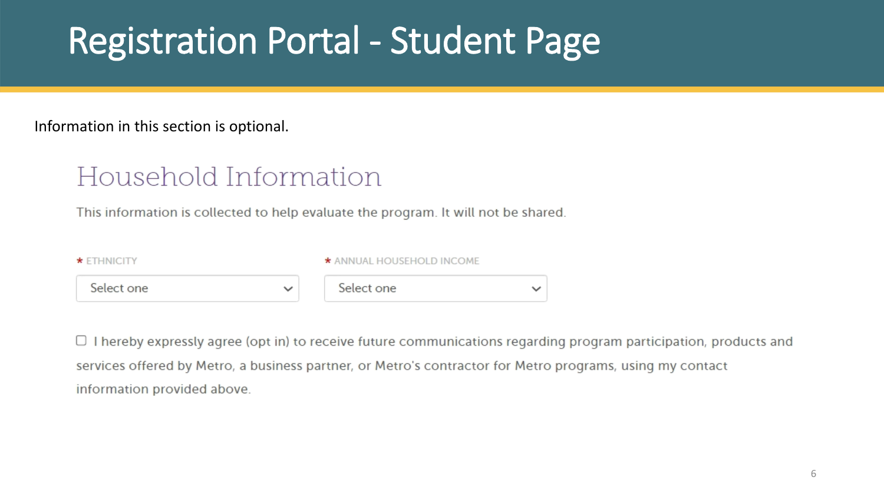# Registration Portal - Student Page

Information in this section is optional.

## Household Information

This information is collected to help evaluate the program. It will not be shared.

* ETHNICITY

Select one

* ANNUAL HOUSEHOLD INCOME

Select one

☐ I hereby expressly agree (opt in) to receive future communications regarding program participation, products and services offered by Metro, a business partner, or Metro's contractor for Metro programs, using my contact information provided above.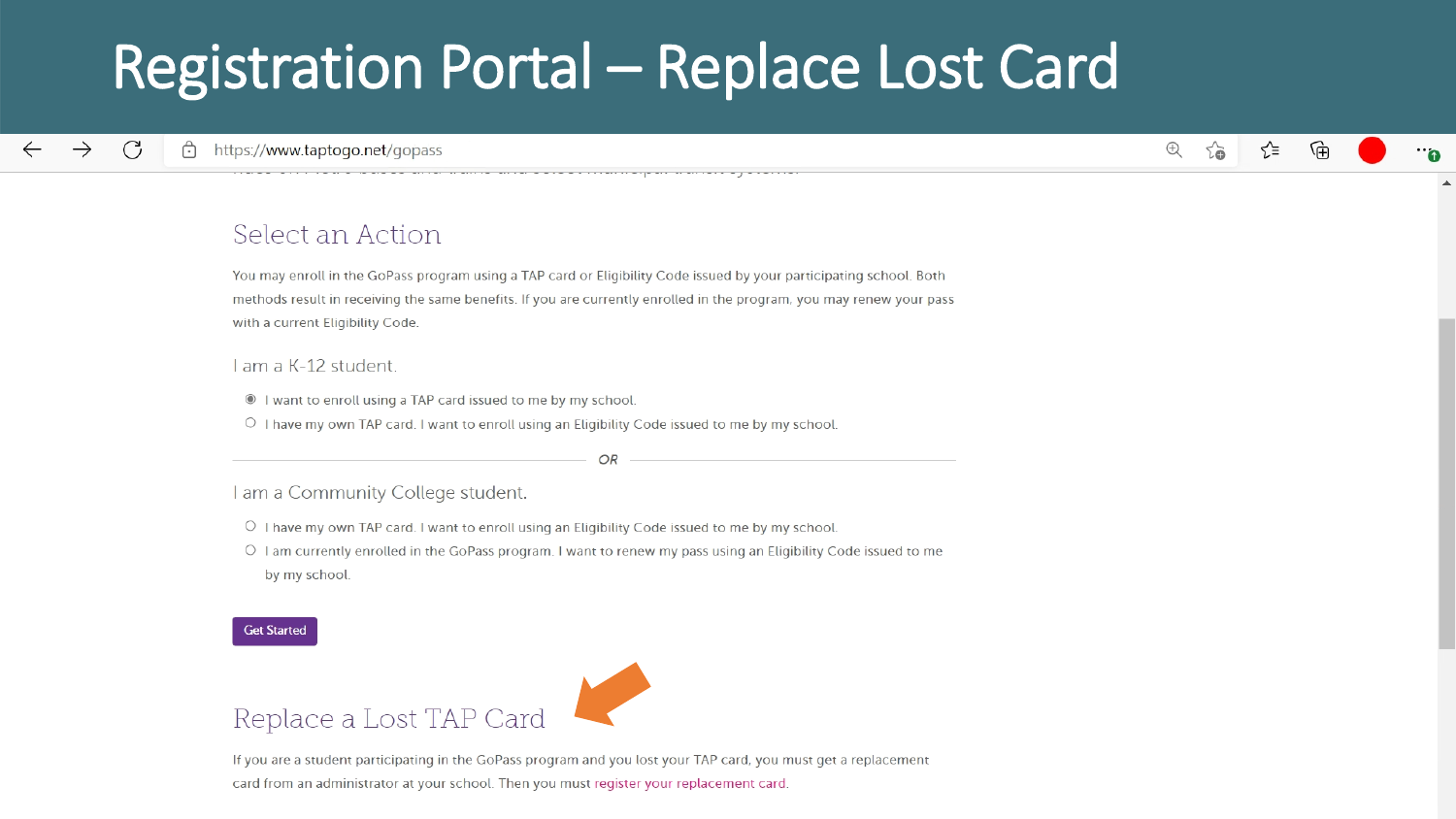# Registration Portal – Replace Lost Card

https://www.taptogo.net/gopass

## Select an Action

You may enroll in the GoPass program using a TAP card or Eligibility Code issued by your participating school. Both methods result in receiving the same benefits. If you are currently enrolled in the program, you may renew your pass with a current Eligibility Code.

### I am a K-12 student.

- ◉ I want to enroll using a TAP card issued to me by my school.
- ○ I have my own TAP card. I want to enroll using an Eligibility Code issued to me by my school.

*OR*

### I am a Community College student.

- ○ I have my own TAP card. I want to enroll using an Eligibility Code issued to me by my school.
- ○ I am currently enrolled in the GoPass program. I want to renew my pass using an Eligibility Code issued to me by my school.

Get Started

## Replace a Lost TAP Card

If you are a student participating in the GoPass program and you lost your TAP card, you must get a replacement card from an administrator at your school. Then you must register your replacement card.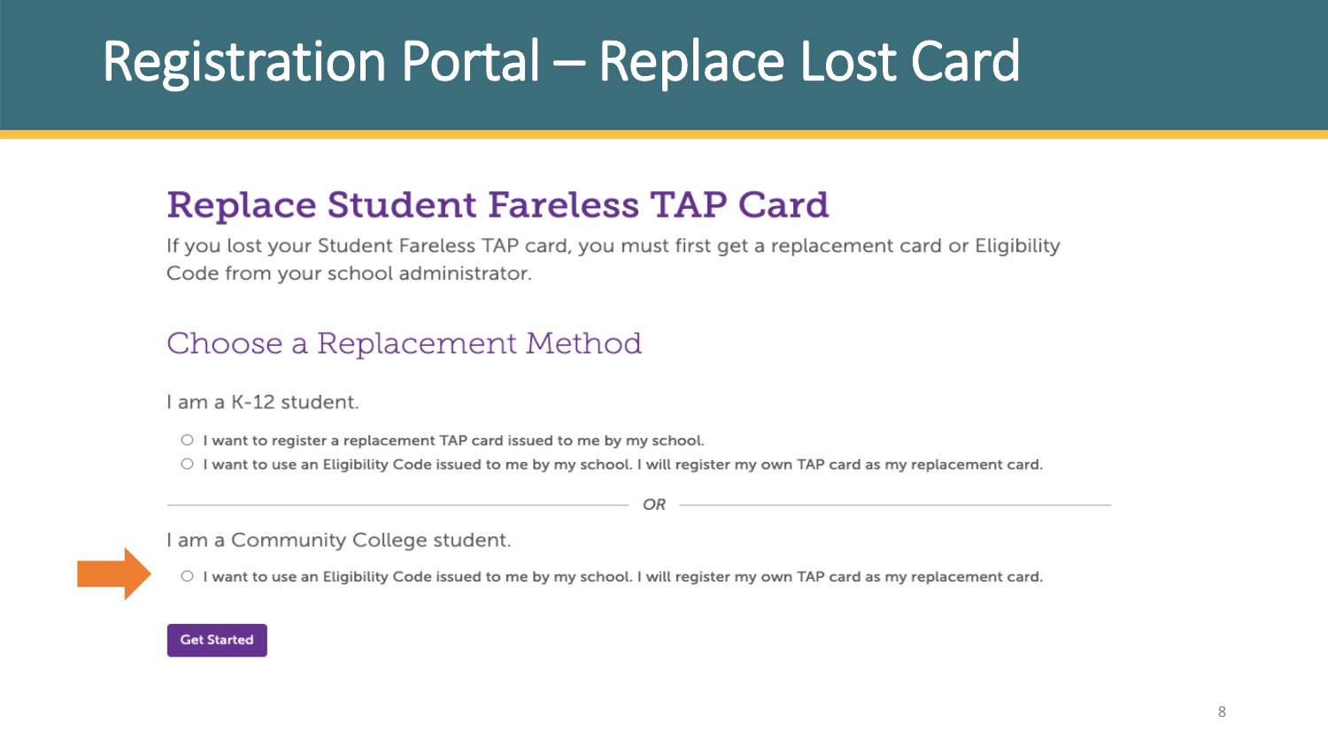# Registration Portal – Replace Lost Card

## Replace Student Fareless TAP Card

If you lost your Student Fareless TAP card, you must first get a replacement card or Eligibility Code from your school administrator.

### Choose a Replacement Method

I am a K-12 student.

- ○ I want to register a replacement TAP card issued to me by my school.
- ○ I want to use an Eligibility Code issued to me by my school. I will register my own TAP card as my replacement card.

*OR*

I am a Community College student.

- ○ I want to use an Eligibility Code issued to me by my school. I will register my own TAP card as my replacement card.

**Get Started**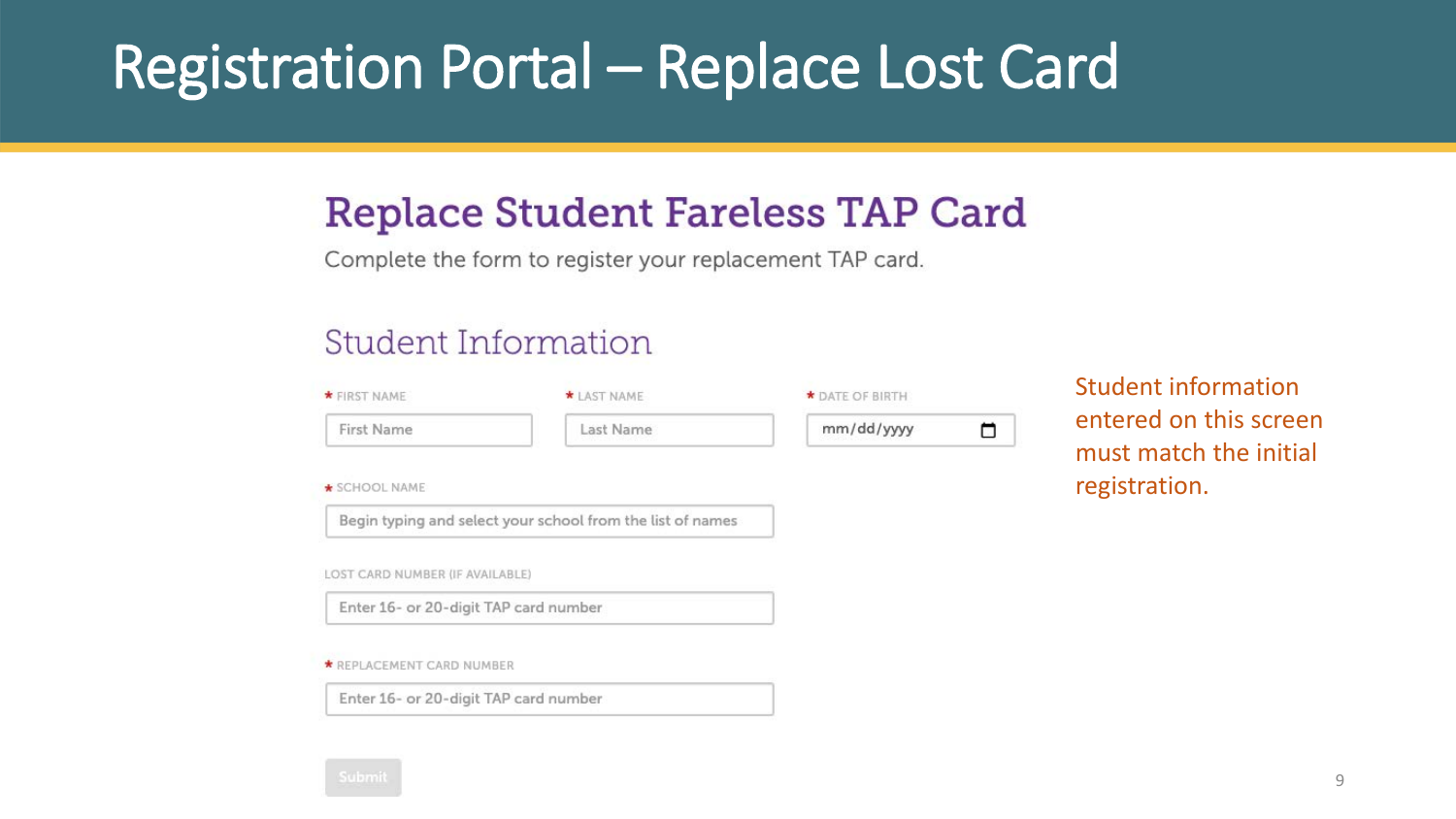# Registration Portal – Replace Lost Card

## Replace Student Fareless TAP Card

Complete the form to register your replacement TAP card.

### Student Information

\* FIRST NAME

First Name

\* LAST NAME

Last Name

\* DATE OF BIRTH

mm/dd/yyyy

\* SCHOOL NAME

Begin typing and select your school from the list of names

LOST CARD NUMBER (IF AVAILABLE)

Enter 16- or 20-digit TAP card number

\* REPLACEMENT CARD NUMBER

Enter 16- or 20-digit TAP card number

Submit

Student information entered on this screen must match the initial registration.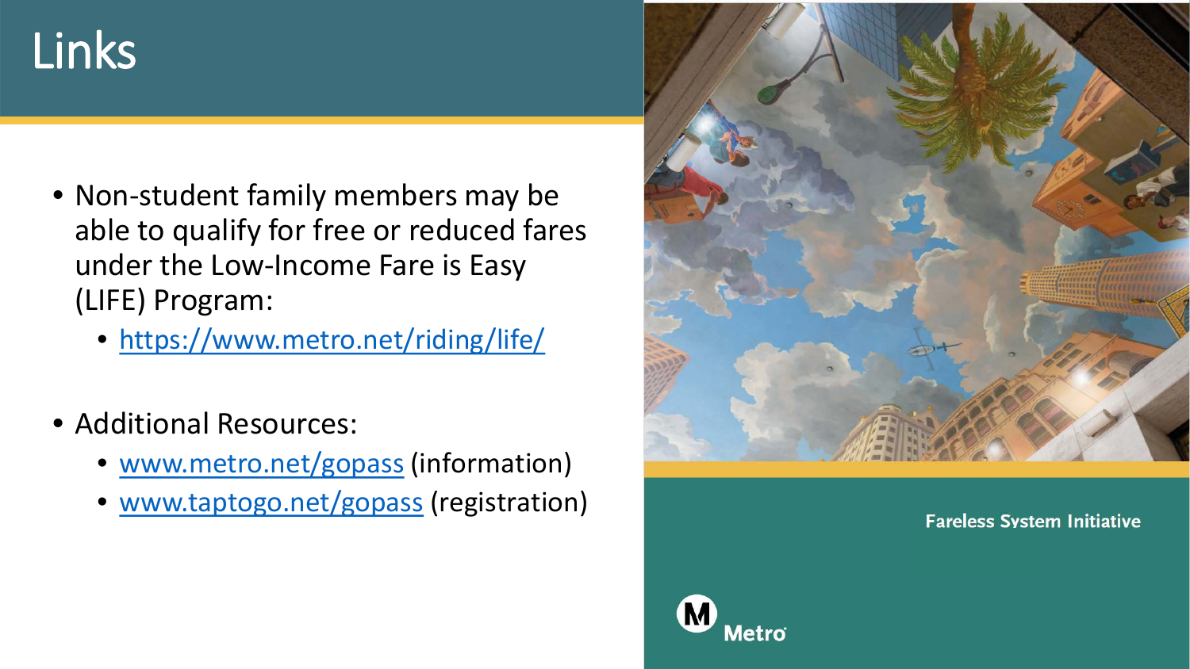# Links

- Non-student family members may be able to qualify for free or reduced fares under the Low-Income Fare is Easy (LIFE) Program:
  - https://www.metro.net/riding/life/

- Additional Resources:
  - www.metro.net/gopass (information)
  - www.taptogo.net/gopass (registration)

Fareless System Initiative

Metro